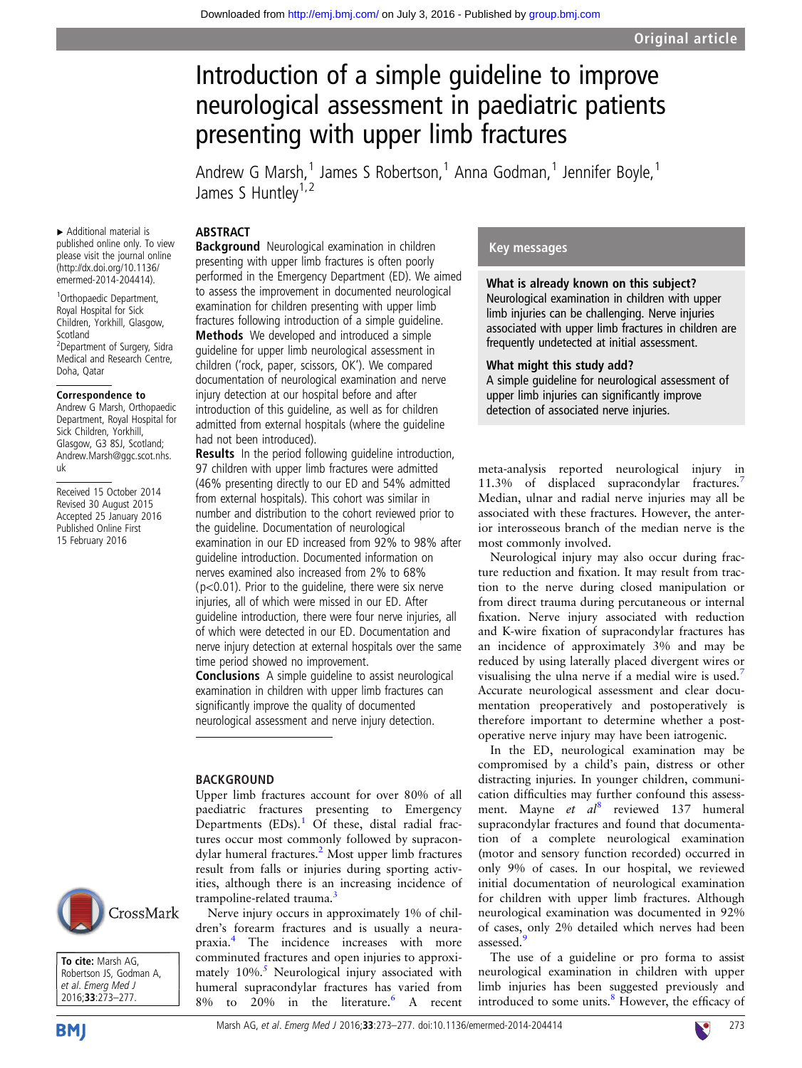# Introduction of a simple guideline to improve neurological assessment in paediatric patients presenting with upper limb fractures

Andrew G Marsh,[1] James S Robertson,[1] Anna Godman,[1] Jennifer Boyle,[1] James S Huntley[1,2]

▸ Additional material is published online only. To view please visit the journal online (http://dx.doi.org/10.1136/emermed-2014-204414).

[1]Orthopaedic Department, Royal Hospital for Sick Children, Yorkhill, Glasgow, Scotland
[2]Department of Surgery, Sidra Medical and Research Centre, Doha, Qatar

**Correspondence to**
Andrew G Marsh, Orthopaedic Department, Royal Hospital for Sick Children, Yorkhill, Glasgow, G3 8SJ, Scotland; Andrew.Marsh@ggc.scot.nhs.uk

Received 15 October 2014
Revised 30 August 2015
Accepted 25 January 2016
Published Online First 15 February 2016

**To cite:** Marsh AG, Robertson JS, Godman A, *et al*. *Emerg Med J* 2016;**33**:273–277.

## ABSTRACT

**Background** Neurological examination in children presenting with upper limb fractures is often poorly performed in the Emergency Department (ED). We aimed to assess the improvement in documented neurological examination for children presenting with upper limb fractures following introduction of a simple guideline.

**Methods** We developed and introduced a simple guideline for upper limb neurological assessment in children ('rock, paper, scissors, OK'). We compared documentation of neurological examination and nerve injury detection at our hospital before and after introduction of this guideline, as well as for children admitted from external hospitals (where the guideline had not been introduced).

**Results** In the period following guideline introduction, 97 children with upper limb fractures were admitted (46% presenting directly to our ED and 54% admitted from external hospitals). This cohort was similar in number and distribution to the cohort reviewed prior to the guideline. Documentation of neurological examination in our ED increased from 92% to 98% after guideline introduction. Documented information on nerves examined also increased from 2% to 68% ($p<0.01$). Prior to the guideline, there were six nerve injuries, all of which were missed in our ED. After guideline introduction, there were four nerve injuries, all of which were detected in our ED. Documentation and nerve injury detection at external hospitals over the same time period showed no improvement.

**Conclusions** A simple guideline to assist neurological examination in children with upper limb fractures can significantly improve the quality of documented neurological assessment and nerve injury detection.

## Key messages

**What is already known on this subject?**
Neurological examination in children with upper limb injuries can be challenging. Nerve injuries associated with upper limb fractures in children are frequently undetected at initial assessment.

**What might this study add?**
A simple guideline for neurological assessment of upper limb injuries can significantly improve detection of associated nerve injuries.

## BACKGROUND

Upper limb fractures account for over 80% of all paediatric fractures presenting to Emergency Departments (EDs).[1] Of these, distal radial fractures occur most commonly followed by supracondylar humeral fractures.[2] Most upper limb fractures result from falls or injuries during sporting activities, although there is an increasing incidence of trampoline-related trauma.[3]

Nerve injury occurs in approximately 1% of children's forearm fractures and is usually a neurapraxia.[4] The incidence increases with more comminuted fractures and open injuries to approximately 10%.[5] Neurological injury associated with humeral supracondylar fractures has varied from 8% to 20% in the literature.[6] A recent meta-analysis reported neurological injury in 11.3% of displaced supracondylar fractures.[7] Median, ulnar and radial nerve injuries may all be associated with these fractures. However, the anterior interosseous branch of the median nerve is the most commonly involved.

Neurological injury may also occur during fracture reduction and fixation. It may result from traction to the nerve during closed manipulation or from direct trauma during percutaneous or internal fixation. Nerve injury associated with reduction and K-wire fixation of supracondylar fractures has an incidence of approximately 3% and may be reduced by using laterally placed divergent wires or visualising the ulna nerve if a medial wire is used.[7] Accurate neurological assessment and clear documentation preoperatively and postoperatively is therefore important to determine whether a postoperative nerve injury may have been iatrogenic.

In the ED, neurological examination may be compromised by a child's pain, distress or other distracting injuries. In younger children, communication difficulties may further confound this assessment. Mayne *et al*[8] reviewed 137 humeral supracondylar fractures and found that documentation of a complete neurological examination (motor and sensory function recorded) occurred in only 9% of cases. In our hospital, we reviewed initial documentation of neurological examination for children with upper limb fractures. Although neurological examination was documented in 92% of cases, only 2% detailed which nerves had been assessed.[9]

The use of a guideline or pro forma to assist neurological examination in children with upper limb injuries has been suggested previously and introduced to some units.[8] However, the efficacy of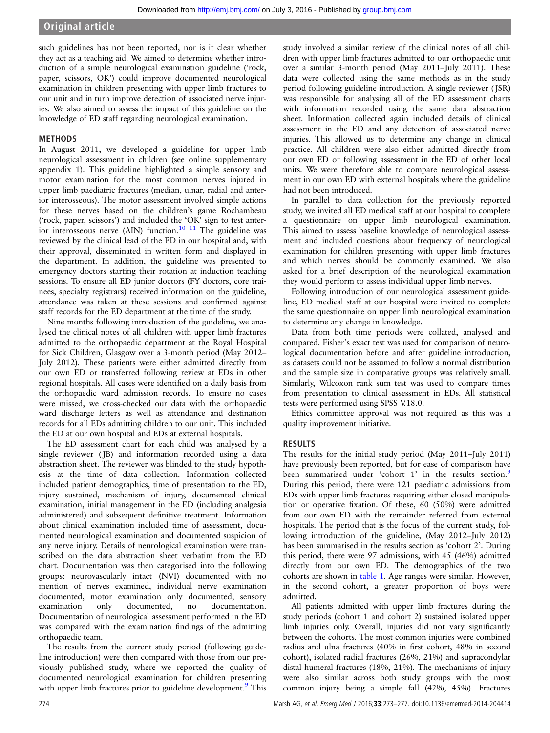such guidelines has not been reported, nor is it clear whether they act as a teaching aid. We aimed to determine whether introduction of a simple neurological examination guideline ('rock, paper, scissors, OK') could improve documented neurological examination in children presenting with upper limb fractures to our unit and in turn improve detection of associated nerve injuries. We also aimed to assess the impact of this guideline on the knowledge of ED staff regarding neurological examination.

## METHODS

In August 2011, we developed a guideline for upper limb neurological assessment in children (see online supplementary appendix 1). This guideline highlighted a simple sensory and motor examination for the most common nerves injured in upper limb paediatric fractures (median, ulnar, radial and anterior interosseous). The motor assessment involved simple actions for these nerves based on the children's game Rochambeau ('rock, paper, scissors') and included the 'OK' sign to test anterior interosseous nerve (AIN) function.[10 11] The guideline was reviewed by the clinical lead of the ED in our hospital and, with their approval, disseminated in written form and displayed in the department. In addition, the guideline was presented to emergency doctors starting their rotation at induction teaching sessions. To ensure all ED junior doctors (FY doctors, core trainees, specialty registrars) received information on the guideline, attendance was taken at these sessions and confirmed against staff records for the ED department at the time of the study.

Nine months following introduction of the guideline, we analysed the clinical notes of all children with upper limb fractures admitted to the orthopaedic department at the Royal Hospital for Sick Children, Glasgow over a 3-month period (May 2012–July 2012). These patients were either admitted directly from our own ED or transferred following review at EDs in other regional hospitals. All cases were identified on a daily basis from the orthopaedic ward admission records. To ensure no cases were missed, we cross-checked our data with the orthopaedic ward discharge letters as well as attendance and destination records for all EDs admitting children to our unit. This included the ED at our own hospital and EDs at external hospitals.

The ED assessment chart for each child was analysed by a single reviewer (JB) and information recorded using a data abstraction sheet. The reviewer was blinded to the study hypothesis at the time of data collection. Information collected included patient demographics, time of presentation to the ED, injury sustained, mechanism of injury, documented clinical examination, initial management in the ED (including analgesia administered) and subsequent definitive treatment. Information about clinical examination included time of assessment, documented neurological examination and documented suspicion of any nerve injury. Details of neurological examination were transcribed on the data abstraction sheet verbatim from the ED chart. Documentation was then categorised into the following groups: neurovascularly intact (NVI) documented with no mention of nerves examined, individual nerve examination documented, motor examination only documented, sensory examination only documented, no documentation. Documentation of neurological assessment performed in the ED was compared with the examination findings of the admitting orthopaedic team.

The results from the current study period (following guideline introduction) were then compared with those from our previously published study, where we reported the quality of documented neurological examination for children presenting with upper limb fractures prior to guideline development.[9] This study involved a similar review of the clinical notes of all children with upper limb fractures admitted to our orthopaedic unit over a similar 3-month period (May 2011–July 2011). These data were collected using the same methods as in the study period following guideline introduction. A single reviewer (JSR) was responsible for analysing all of the ED assessment charts with information recorded using the same data abstraction sheet. Information collected again included details of clinical assessment in the ED and any detection of associated nerve injuries. This allowed us to determine any change in clinical practice. All children were also either admitted directly from our own ED or following assessment in the ED of other local units. We were therefore able to compare neurological assessment in our own ED with external hospitals where the guideline had not been introduced.

In parallel to data collection for the previously reported study, we invited all ED medical staff at our hospital to complete a questionnaire on upper limb neurological examination. This aimed to assess baseline knowledge of neurological assessment and included questions about frequency of neurological examination for children presenting with upper limb fractures and which nerves should be commonly examined. We also asked for a brief description of the neurological examination they would perform to assess individual upper limb nerves.

Following introduction of our neurological assessment guideline, ED medical staff at our hospital were invited to complete the same questionnaire on upper limb neurological examination to determine any change in knowledge.

Data from both time periods were collated, analysed and compared. Fisher's exact test was used for comparison of neurological documentation before and after guideline introduction, as datasets could not be assumed to follow a normal distribution and the sample size in comparative groups was relatively small. Similarly, Wilcoxon rank sum test was used to compare times from presentation to clinical assessment in EDs. All statistical tests were performed using SPSS V.18.0.

Ethics committee approval was not required as this was a quality improvement initiative.

## RESULTS

The results for the initial study period (May 2011–July 2011) have previously been reported, but for ease of comparison have been summarised under 'cohort 1' in the results section.[9] During this period, there were 121 paediatric admissions from EDs with upper limb fractures requiring either closed manipulation or operative fixation. Of these, 60 (50%) were admitted from our own ED with the remainder referred from external hospitals. The period that is the focus of the current study, following introduction of the guideline, (May 2012–July 2012) has been summarised in the results section as 'cohort 2'. During this period, there were 97 admissions, with 45 (46%) admitted directly from our own ED. The demographics of the two cohorts are shown in table 1. Age ranges were similar. However, in the second cohort, a greater proportion of boys were admitted.

All patients admitted with upper limb fractures during the study periods (cohort 1 and cohort 2) sustained isolated upper limb injuries only. Overall, injuries did not vary significantly between the cohorts. The most common injuries were combined radius and ulna fractures (40% in first cohort, 48% in second cohort), isolated radial fractures (26%, 21%) and supracondylar distal humeral fractures (18%, 21%). The mechanisms of injury were also similar across both study groups with the most common injury being a simple fall (42%, 45%). Fractures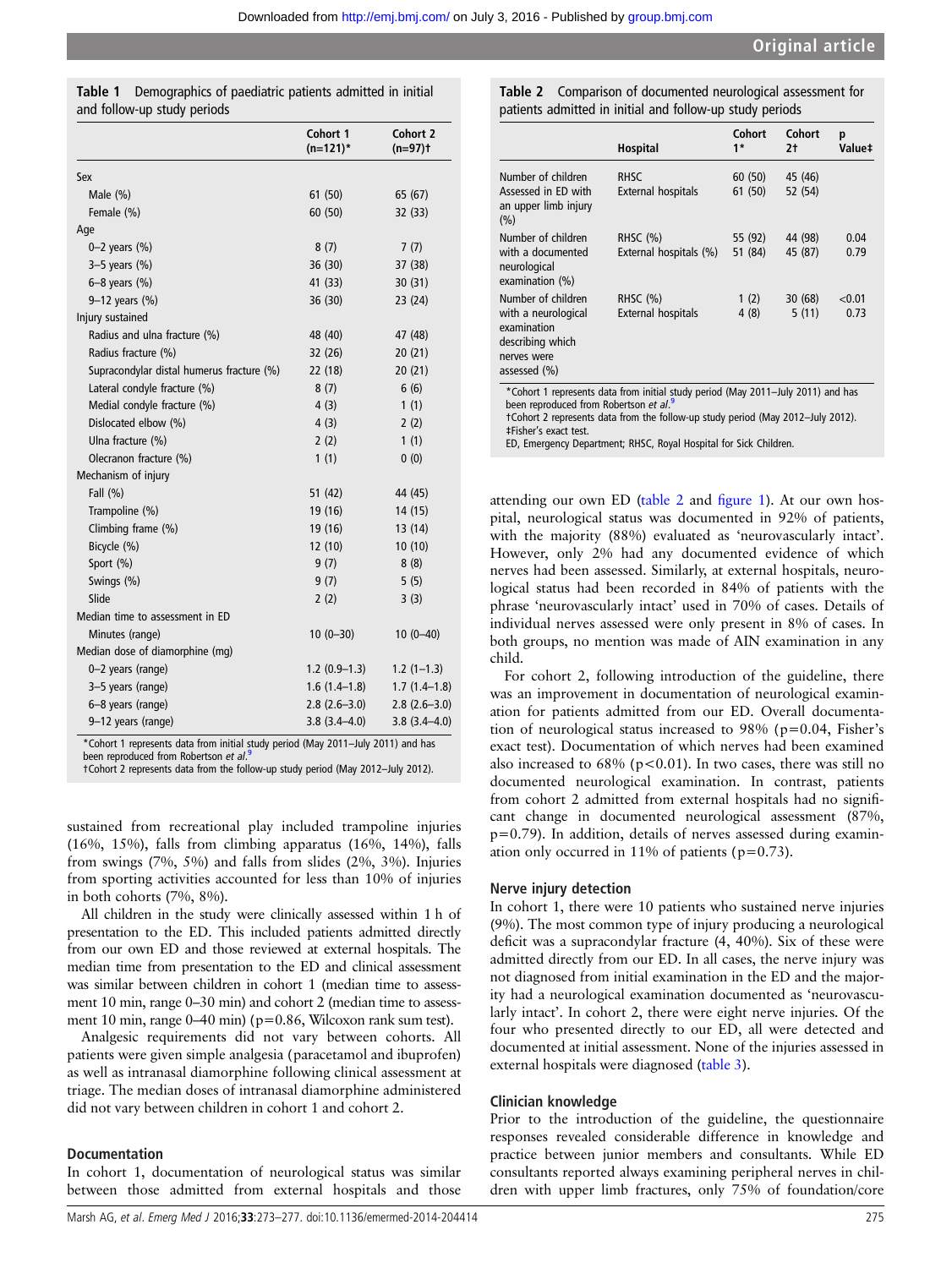**Table 1** Demographics of paediatric patients admitted in initial and follow-up study periods

| | Cohort 1 (n=121)* | Cohort 2 (n=97)† |
|---|---|---|
| Sex | | |
| Male (%) | 61 (50) | 65 (67) |
| Female (%) | 60 (50) | 32 (33) |
| Age | | |
| 0–2 years (%) | 8 (7) | 7 (7) |
| 3–5 years (%) | 36 (30) | 37 (38) |
| 6–8 years (%) | 41 (33) | 30 (31) |
| 9–12 years (%) | 36 (30) | 23 (24) |
| Injury sustained | | |
| Radius and ulna fracture (%) | 48 (40) | 47 (48) |
| Radius fracture (%) | 32 (26) | 20 (21) |
| Supracondylar distal humerus fracture (%) | 22 (18) | 20 (21) |
| Lateral condyle fracture (%) | 8 (7) | 6 (6) |
| Medial condyle fracture (%) | 4 (3) | 1 (1) |
| Dislocated elbow (%) | 4 (3) | 2 (2) |
| Ulna fracture (%) | 2 (2) | 1 (1) |
| Olecranon fracture (%) | 1 (1) | 0 (0) |
| Mechanism of injury | | |
| Fall (%) | 51 (42) | 44 (45) |
| Trampoline (%) | 19 (16) | 14 (15) |
| Climbing frame (%) | 19 (16) | 13 (14) |
| Bicycle (%) | 12 (10) | 10 (10) |
| Sport (%) | 9 (7) | 8 (8) |
| Swings (%) | 9 (7) | 5 (5) |
| Slide | 2 (2) | 3 (3) |
| Median time to assessment in ED | | |
| Minutes (range) | 10 (0–30) | 10 (0–40) |
| Median dose of diamorphine (mg) | | |
| 0–2 years (range) | 1.2 (0.9–1.3) | 1.2 (1–1.3) |
| 3–5 years (range) | 1.6 (1.4–1.8) | 1.7 (1.4–1.8) |
| 6–8 years (range) | 2.8 (2.6–3.0) | 2.8 (2.6–3.0) |
| 9–12 years (range) | 3.8 (3.4–4.0) | 3.8 (3.4–4.0) |

*Cohort 1 represents data from initial study period (May 2011–July 2011) and has been reproduced from Robertson *et al*.[9]
†Cohort 2 represents data from the follow-up study period (May 2012–July 2012).

**Table 2** Comparison of documented neurological assessment for patients admitted in initial and follow-up study periods

| | Hospital | Cohort 1* | Cohort 2† | p Value‡ |
|---|---|---|---|---|
| Number of children Assessed in ED with an upper limb injury (%) | RHSC | 60 (50) | 45 (46) | |
| | External hospitals | 61 (50) | 52 (54) | |
| Number of children with a documented neurological examination (%) | RHSC (%) | 55 (92) | 44 (98) | 0.04 |
| | External hospitals (%) | 51 (84) | 45 (87) | 0.79 |
| Number of children with a neurological examination describing which nerves were assessed (%) | RHSC (%) | 1 (2) | 30 (68) | <0.01 |
| | External hospitals | 4 (8) | 5 (11) | 0.73 |

*Cohort 1 represents data from initial study period (May 2011–July 2011) and has been reproduced from Robertson *et al*.[9]
†Cohort 2 represents data from the follow-up study period (May 2012–July 2012).
‡Fisher's exact test.
ED, Emergency Department; RHSC, Royal Hospital for Sick Children.

sustained from recreational play included trampoline injuries (16%, 15%), falls from climbing apparatus (16%, 14%), falls from swings (7%, 5%) and falls from slides (2%, 3%). Injuries from sporting activities accounted for less than 10% of injuries in both cohorts (7%, 8%).

All children in the study were clinically assessed within 1 h of presentation to the ED. This included patients admitted directly from our own ED and those reviewed at external hospitals. The median time from presentation to the ED and clinical assessment was similar between children in cohort 1 (median time to assessment 10 min, range 0–30 min) and cohort 2 (median time to assessment 10 min, range 0–40 min) (p=0.86, Wilcoxon rank sum test).

Analgesic requirements did not vary between cohorts. All patients were given simple analgesia (paracetamol and ibuprofen) as well as intranasal diamorphine following clinical assessment at triage. The median doses of intranasal diamorphine administered did not vary between children in cohort 1 and cohort 2.

### Documentation

In cohort 1, documentation of neurological status was similar between those admitted from external hospitals and those attending our own ED (table 2 and figure 1). At our own hospital, neurological status was documented in 92% of patients, with the majority (88%) evaluated as 'neurovascularly intact'. However, only 2% had any documented evidence of which nerves had been assessed. Similarly, at external hospitals, neurological status had been recorded in 84% of patients with the phrase 'neurovascularly intact' used in 70% of cases. Details of individual nerves assessed were only present in 8% of cases. In both groups, no mention was made of AIN examination in any child.

For cohort 2, following introduction of the guideline, there was an improvement in documentation of neurological examination for patients admitted from our ED. Overall documentation of neurological status increased to 98% (p=0.04, Fisher's exact test). Documentation of which nerves had been examined also increased to 68% (p<0.01). In two cases, there was still no documented neurological examination. In contrast, patients from cohort 2 admitted from external hospitals had no significant change in documented neurological assessment (87%, p=0.79). In addition, details of nerves assessed during examination only occurred in 11% of patients (p=0.73).

### Nerve injury detection

In cohort 1, there were 10 patients who sustained nerve injuries (9%). The most common type of injury producing a neurological deficit was a supracondylar fracture (4, 40%). Six of these were admitted directly from our ED. In all cases, the nerve injury was not diagnosed from initial examination in the ED and the majority had a neurological examination documented as 'neurovascularly intact'. In cohort 2, there were eight nerve injuries. Of the four who presented directly to our ED, all were detected and documented at initial assessment. None of the injuries assessed in external hospitals were diagnosed (table 3).

### Clinician knowledge

Prior to the introduction of the guideline, the questionnaire responses revealed considerable difference in knowledge and practice between junior members and consultants. While ED consultants reported always examining peripheral nerves in children with upper limb fractures, only 75% of foundation/core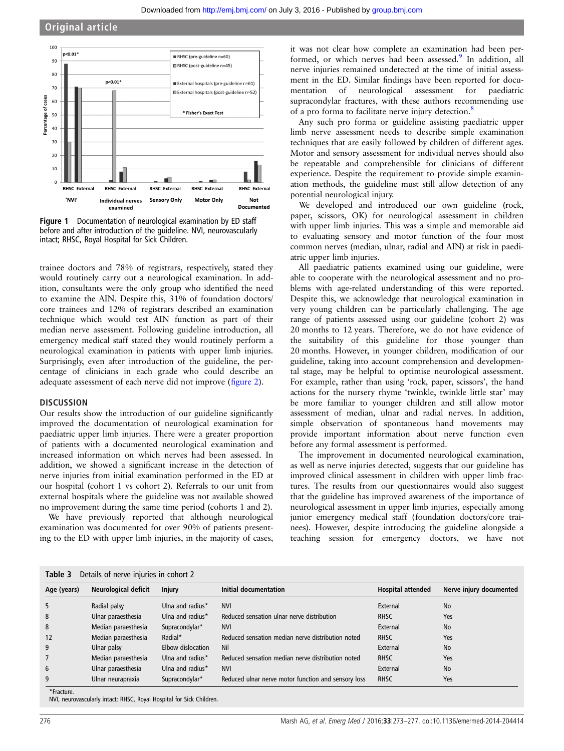Figure 1 Documentation of neurological examination by ED staff before and after introduction of the guideline. NVI, neurovascularly intact; RHSC, Royal Hospital for Sick Children.

trainee doctors and 78% of registrars, respectively, stated they would routinely carry out a neurological examination. In addition, consultants were the only group who identified the need to examine the AIN. Despite this, 31% of foundation doctors/core trainees and 12% of registrars described an examination technique which would test AIN function as part of their median nerve assessment. Following guideline introduction, all emergency medical staff stated they would routinely perform a neurological examination in patients with upper limb injuries. Surprisingly, even after introduction of the guideline, the percentage of clinicians in each grade who could describe an adequate assessment of each nerve did not improve (figure 2).

## DISCUSSION

Our results show the introduction of our guideline significantly improved the documentation of neurological examination for paediatric upper limb injuries. There were a greater proportion of patients with a documented neurological examination and increased information on which nerves had been assessed. In addition, we showed a significant increase in the detection of nerve injuries from initial examination performed in the ED at our hospital (cohort 1 vs cohort 2). Referrals to our unit from external hospitals where the guideline was not available showed no improvement during the same time period (cohorts 1 and 2).

We have previously reported that although neurological examination was documented for over 90% of patients presenting to the ED with upper limb injuries, in the majority of cases, it was not clear how complete an examination had been performed, or which nerves had been assessed.[9] In addition, all nerve injuries remained undetected at the time of initial assessment in the ED. Similar findings have been reported for documentation of neurological assessment for paediatric supracondylar fractures, with these authors recommending use of a pro forma to facilitate nerve injury detection.[8]

Any such pro forma or guideline assisting paediatric upper limb nerve assessment needs to describe simple examination techniques that are easily followed by children of different ages. Motor and sensory assessment for individual nerves should also be repeatable and comprehensible for clinicians of different experience. Despite the requirement to provide simple examination methods, the guideline must still allow detection of any potential neurological injury.

We developed and introduced our own guideline (rock, paper, scissors, OK) for neurological assessment in children with upper limb injuries. This was a simple and memorable aid to evaluating sensory and motor function of the four most common nerves (median, ulnar, radial and AIN) at risk in paediatric upper limb injuries.

All paediatric patients examined using our guideline, were able to cooperate with the neurological assessment and no problems with age-related understanding of this were reported. Despite this, we acknowledge that neurological examination in very young children can be particularly challenging. The age range of patients assessed using our guideline (cohort 2) was 20 months to 12 years. Therefore, we do not have evidence of the suitability of this guideline for those younger than 20 months. However, in younger children, modification of our guideline, taking into account comprehension and developmental stage, may be helpful to optimise neurological assessment. For example, rather than using 'rock, paper, scissors', the hand actions for the nursery rhyme 'twinkle, twinkle little star' may be more familiar to younger children and still allow motor assessment of median, ulnar and radial nerves. In addition, simple observation of spontaneous hand movements may provide important information about nerve function even before any formal assessment is performed.

The improvement in documented neurological examination, as well as nerve injuries detected, suggests that our guideline has improved clinical assessment in children with upper limb fractures. The results from our questionnaires would also suggest that the guideline has improved awareness of the importance of neurological assessment in upper limb injuries, especially among junior emergency medical staff (foundation doctors/core trainees). However, despite introducing the guideline alongside a teaching session for emergency doctors, we have not

**Table 3** Details of nerve injuries in cohort 2

| Age (years) | Neurological deficit | Injury | Initial documentation | Hospital attended | Nerve injury documented |
|---|---|---|---|---|---|
| 5 | Radial palsy | Ulna and radius* | NVI | External | No |
| 8 | Ulnar paraesthesia | Ulna and radius* | Reduced sensation ulnar nerve distribution | RHSC | Yes |
| 8 | Median paraesthesia | Supracondylar* | NVI | External | No |
| 12 | Median paraesthesia | Radial* | Reduced sensation median nerve distribution noted | RHSC | Yes |
| 9 | Ulnar palsy | Elbow dislocation | Nil | External | No |
| 7 | Median paraesthesia | Ulna and radius* | Reduced sensation median nerve distribution noted | RHSC | Yes |
| 6 | Ulnar paraesthesia | Ulna and radius* | NVI | External | No |
| 9 | Ulnar neurapraxia | Supracondylar* | Reduced ulnar nerve motor function and sensory loss | RHSC | Yes |

*Fracture.
NVI, neurovascularly intact; RHSC, Royal Hospital for Sick Children.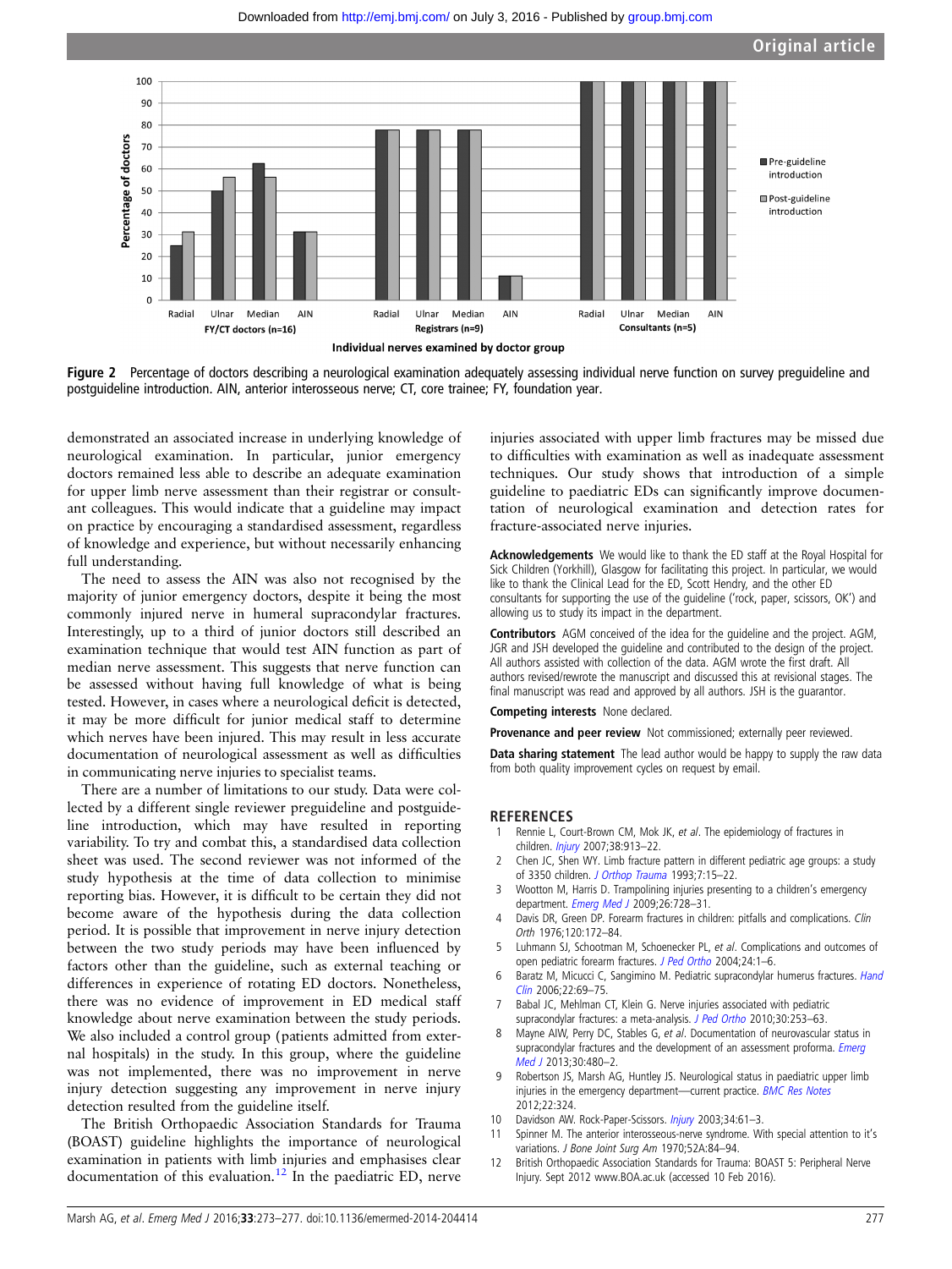Figure 2 Percentage of doctors describing a neurological examination adequately assessing individual nerve function on survey preguideline and postguideline introduction. AIN, anterior interosseous nerve; CT, core trainee; FY, foundation year.

demonstrated an associated increase in underlying knowledge of neurological examination. In particular, junior emergency doctors remained less able to describe an adequate examination for upper limb nerve assessment than their registrar or consultant colleagues. This would indicate that a guideline may impact on practice by encouraging a standardised assessment, regardless of knowledge and experience, but without necessarily enhancing full understanding.

The need to assess the AIN was also not recognised by the majority of junior emergency doctors, despite it being the most commonly injured nerve in humeral supracondylar fractures. Interestingly, up to a third of junior doctors still described an examination technique that would test AIN function as part of median nerve assessment. This suggests that nerve function can be assessed without having full knowledge of what is being tested. However, in cases where a neurological deficit is detected, it may be more difficult for junior medical staff to determine which nerves have been injured. This may result in less accurate documentation of neurological assessment as well as difficulties in communicating nerve injuries to specialist teams.

There are a number of limitations to our study. Data were collected by a different single reviewer preguideline and postguideline introduction, which may have resulted in reporting variability. To try and combat this, a standardised data collection sheet was used. The second reviewer was not informed of the study hypothesis at the time of data collection to minimise reporting bias. However, it is difficult to be certain they did not become aware of the hypothesis during the data collection period. It is possible that improvement in nerve injury detection between the two study periods may have been influenced by factors other than the guideline, such as external teaching or differences in experience of rotating ED doctors. Nonetheless, there was no evidence of improvement in ED medical staff knowledge about nerve examination between the study periods. We also included a control group (patients admitted from external hospitals) in the study. In this group, where the guideline was not implemented, there was no improvement in nerve injury detection suggesting any improvement in nerve injury detection resulted from the guideline itself.

The British Orthopaedic Association Standards for Trauma (BOAST) guideline highlights the importance of neurological examination in patients with limb injuries and emphasises clear documentation of this evaluation.[12] In the paediatric ED, nerve injuries associated with upper limb fractures may be missed due to difficulties with examination as well as inadequate assessment techniques. Our study shows that introduction of a simple guideline to paediatric EDs can significantly improve documentation of neurological examination and detection rates for fracture-associated nerve injuries.

**Acknowledgements** We would like to thank the ED staff at the Royal Hospital for Sick Children (Yorkhill), Glasgow for facilitating this project. In particular, we would like to thank the Clinical Lead for the ED, Scott Hendry, and the other ED consultants for supporting the use of the guideline ('rock, paper, scissors, OK') and allowing us to study its impact in the department.

**Contributors** AGM conceived of the idea for the guideline and the project. AGM, JGR and JSH developed the guideline and contributed to the design of the project. All authors assisted with collection of the data. AGM wrote the first draft. All authors revised/rewrote the manuscript and discussed this at revisional stages. The final manuscript was read and approved by all authors. JSH is the guarantor.

**Competing interests** None declared.

**Provenance and peer review** Not commissioned; externally peer reviewed.

**Data sharing statement** The lead author would be happy to supply the raw data from both quality improvement cycles on request by email.

## REFERENCES

1. Rennie L, Court-Brown CM, Mok JK, *et al*. The epidemiology of fractures in children. *Injury* 2007;38:913–22.
2. Chen JC, Shen WY. Limb fracture pattern in different pediatric age groups: a study of 3350 children. *J Orthop Trauma* 1993;7:15–22.
3. Wootton M, Harris D. Trampolining injuries presenting to a children's emergency department. *Emerg Med J* 2009;26:728–31.
4. Davis DR, Green DP. Forearm fractures in children: pitfalls and complications. *Clin Orth* 1976;120:172–84.
5. Luhmann SJ, Schootman M, Schoenecker PL, *et al*. Complications and outcomes of open pediatric forearm fractures. *J Ped Ortho* 2004;24:1–6.
6. Baratz M, Micucci C, Sangimino M. Pediatric supracondylar humerus fractures. *Hand Clin* 2006;22:69–75.
7. Babal JC, Mehlman CT, Klein G. Nerve injuries associated with pediatric supracondylar fractures: a meta-analysis. *J Ped Ortho* 2010;30:253–63.
8. Mayne AIW, Perry DC, Stables G, *et al*. Documentation of neurovascular status in supracondylar fractures and the development of an assessment proforma. *Emerg Med J* 2013;30:480–2.
9. Robertson JS, Marsh AG, Huntley JS. Neurological status in paediatric upper limb injuries in the emergency department—current practice. *BMC Res Notes* 2012;22:324.
10. Davidson AW. Rock-Paper-Scissors. *Injury* 2003;34:61–3.
11. Spinner M. The anterior interosseous-nerve syndrome. With special attention to it's variations. *J Bone Joint Surg Am* 1970;52A:84–94.
12. British Orthopaedic Association Standards for Trauma: BOAST 5: Peripheral Nerve Injury. Sept 2012 www.BOA.ac.uk (accessed 10 Feb 2016).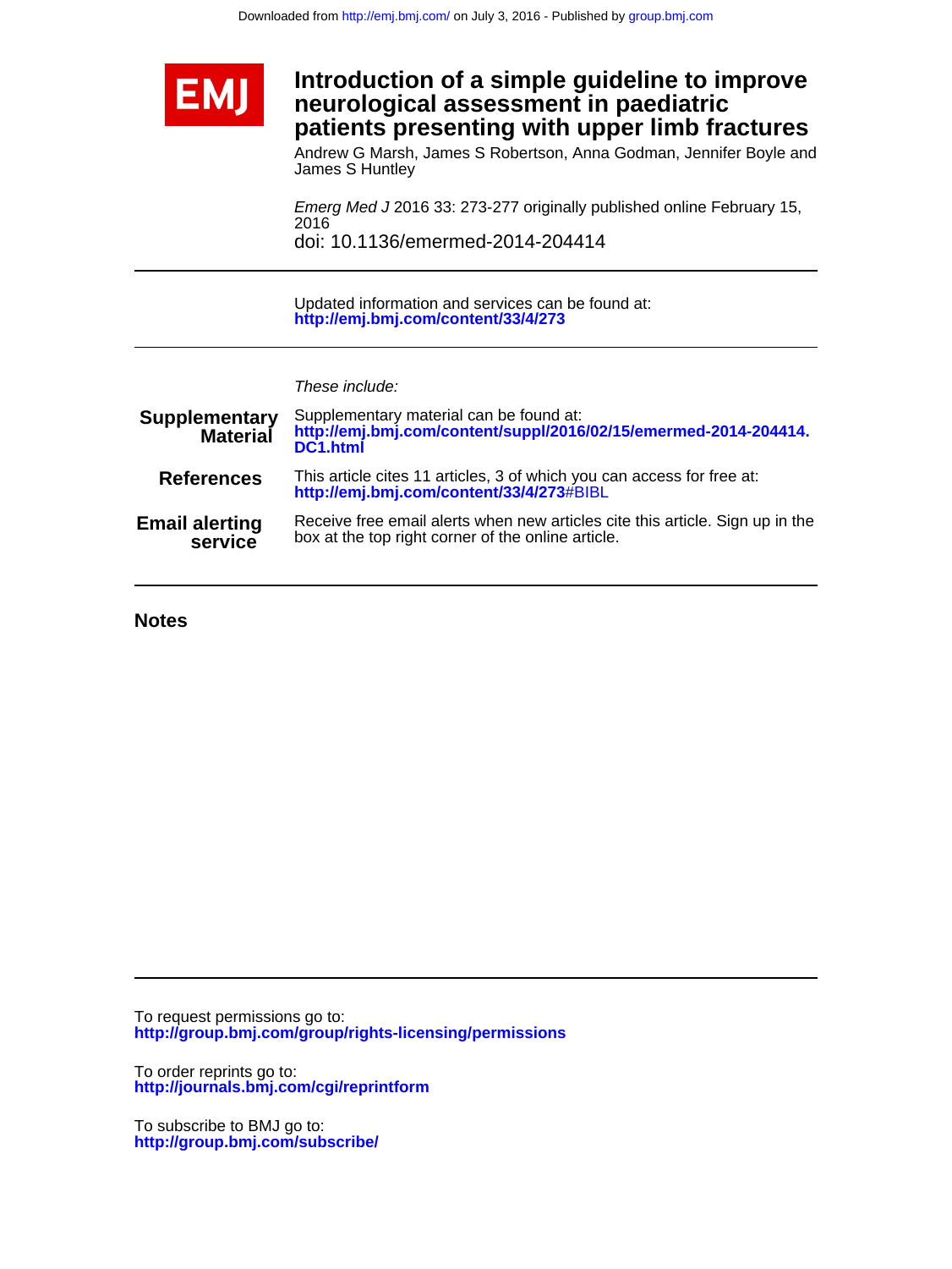Downloaded from http://emj.bmj.com/ on July 3, 2016 - Published by group.bmj.com

EMJ

# Introduction of a simple guideline to improve neurological assessment in paediatric patients presenting with upper limb fractures

Andrew G Marsh, James S Robertson, Anna Godman, Jennifer Boyle and James S Huntley

*Emerg Med J* 2016 33: 273-277 originally published online February 15, 2016
doi: 10.1136/emermed-2014-204414

Updated information and services can be found at:
**http://emj.bmj.com/content/33/4/273**

*These include:*

**Supplementary Material** — Supplementary material can be found at:
**http://emj.bmj.com/content/suppl/2016/02/15/emermed-2014-204414.DC1.html**

**References** — This article cites 11 articles, 3 of which you can access for free at:
**http://emj.bmj.com/content/33/4/273**#BIBL

**Email alerting service** — Receive free email alerts when new articles cite this article. Sign up in the box at the top right corner of the online article.

## Notes

To request permissions go to:
**http://group.bmj.com/group/rights-licensing/permissions**

To order reprints go to:
**http://journals.bmj.com/cgi/reprintform**

To subscribe to BMJ go to:
**http://group.bmj.com/subscribe/**